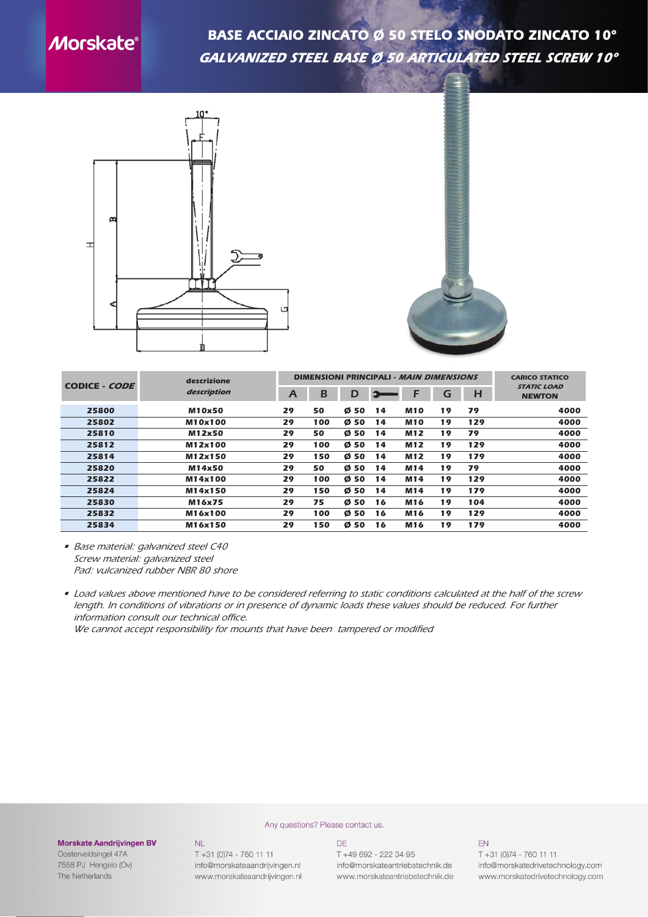# BASE ACCIAIO ZINCATO Ø 50 STELO SNODATO ZINCATO 10°

## *GALVANIZED STEEL BASE Ø 50 ARTICULATED STEEL SCREW 10°*

| CODICE - *CODE* | descrizione *description* | DIMENSIONI PRINCIPALI - *MAIN DIMENSIONS* | | | | | | | CARICO STATICO *STATIC LOAD* NEWTON |
|---|---|---|---|---|---|---|---|---|---|
| | | A | B | D | (wrench) | F | G | H | |
| 25800 | M10x50 | 29 | 50 | Ø 50 | 14 | M10 | 19 | 79 | 4000 |
| 25802 | M10x100 | 29 | 100 | Ø 50 | 14 | M10 | 19 | 129 | 4000 |
| 25810 | M12x50 | 29 | 50 | Ø 50 | 14 | M12 | 19 | 79 | 4000 |
| 25812 | M12x100 | 29 | 100 | Ø 50 | 14 | M12 | 19 | 129 | 4000 |
| 25814 | M12x150 | 29 | 150 | Ø 50 | 14 | M12 | 19 | 179 | 4000 |
| 25820 | M14x50 | 29 | 50 | Ø 50 | 14 | M14 | 19 | 79 | 4000 |
| 25822 | M14x100 | 29 | 100 | Ø 50 | 14 | M14 | 19 | 129 | 4000 |
| 25824 | M14x150 | 29 | 150 | Ø 50 | 14 | M14 | 19 | 179 | 4000 |
| 25830 | M16x75 | 29 | 75 | Ø 50 | 16 | M16 | 19 | 104 | 4000 |
| 25832 | M16x100 | 29 | 100 | Ø 50 | 16 | M16 | 19 | 129 | 4000 |
| 25834 | M16x150 | 29 | 150 | Ø 50 | 16 | M16 | 19 | 179 | 4000 |

- *Base material: galvanized steel C40*
  *Screw material: galvanized steel*
  *Pad: vulcanized rubber NBR 80 shore*

- *Load values above mentioned have to be considered referring to static conditions calculated at the half of the screw length. In conditions of vibrations or in presence of dynamic loads these values should be reduced. For further information consult our technical office.*
  *We cannot accept responsibility for mounts that have been tampered or modified*

Any questions? Please contact us.

**Morskate Aandrijvingen BV**
Oosterveldsingel 47A
7558 PJ Hengelo (Ov)
The Netherlands

NL
T +31 (0)74 - 760 11 11
info@morskateaandrijvingen.nl
www.morskateaandrijvingen.nl

DE
T +49 692 - 222 34 95
info@morskateantriebstechnik.de
www.morskateantriebstechnik.de

EN
T +31 (0)74 - 760 11 11
info@morskatedrivetechnology.com
www.morskatedrivetechnology.com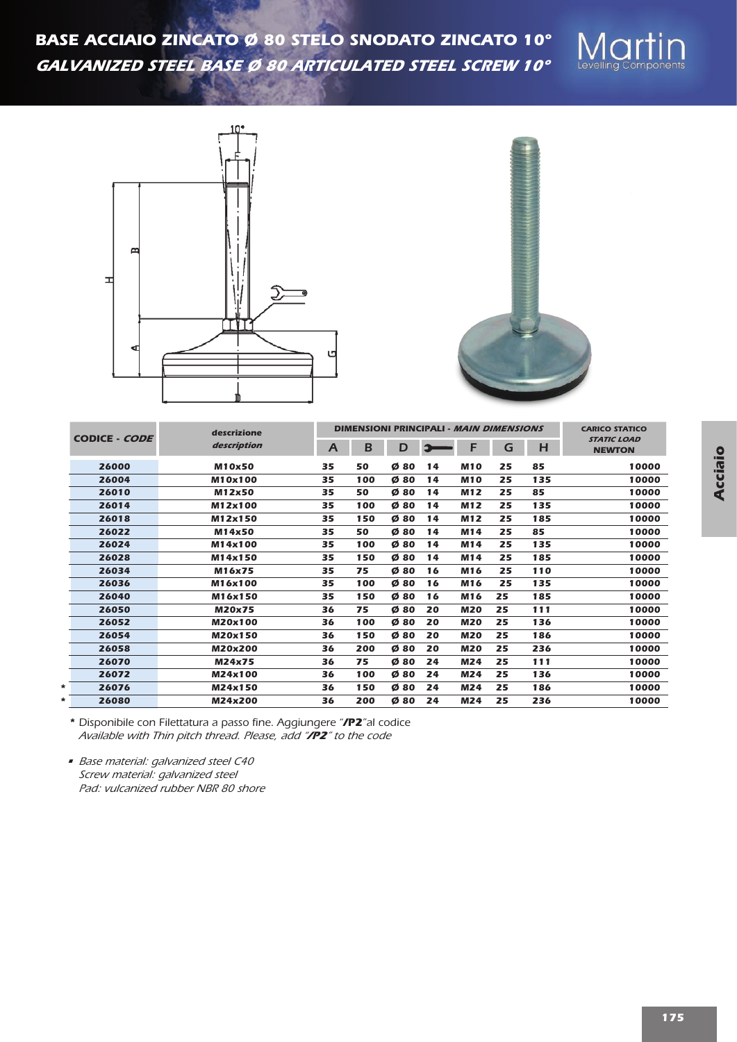# BASE ACCIAIO ZINCATO Ø 80 STELO SNODATO ZINCATO 10°

## *GALVANIZED STEEL BASE Ø 80 ARTICULATED STEEL SCREW 10°*

| CODICE - *CODE* | descrizione *description* | DIMENSIONI PRINCIPALI - *MAIN DIMENSIONS* | | | | | | | CARICO STATICO *STATIC LOAD* NEWTON |
|---|---|---|---|---|---|---|---|---|---|
| | | A | B | D | 🔧 | F | G | H | |
| 26000 | M10x50 | 35 | 50 | Ø 80 | 14 | M10 | 25 | 85 | 10000 |
| 26004 | M10x100 | 35 | 100 | Ø 80 | 14 | M10 | 25 | 135 | 10000 |
| 26010 | M12x50 | 35 | 50 | Ø 80 | 14 | M12 | 25 | 85 | 10000 |
| 26014 | M12x100 | 35 | 100 | Ø 80 | 14 | M12 | 25 | 135 | 10000 |
| 26018 | M12x150 | 35 | 150 | Ø 80 | 14 | M12 | 25 | 185 | 10000 |
| 26022 | M14x50 | 35 | 50 | Ø 80 | 14 | M14 | 25 | 85 | 10000 |
| 26024 | M14x100 | 35 | 100 | Ø 80 | 14 | M14 | 25 | 135 | 10000 |
| 26028 | M14x150 | 35 | 150 | Ø 80 | 14 | M14 | 25 | 185 | 10000 |
| 26034 | M16x75 | 35 | 75 | Ø 80 | 16 | M16 | 25 | 110 | 10000 |
| 26036 | M16x100 | 35 | 100 | Ø 80 | 16 | M16 | 25 | 135 | 10000 |
| 26040 | M16x150 | 35 | 150 | Ø 80 | 16 | M16 | 25 | 185 | 10000 |
| 26050 | M20x75 | 36 | 75 | Ø 80 | 20 | M20 | 25 | 111 | 10000 |
| 26052 | M20x100 | 36 | 100 | Ø 80 | 20 | M20 | 25 | 136 | 10000 |
| 26054 | M20x150 | 36 | 150 | Ø 80 | 20 | M20 | 25 | 186 | 10000 |
| 26058 | M20x200 | 36 | 200 | Ø 80 | 20 | M20 | 25 | 236 | 10000 |
| 26070 | M24x75 | 36 | 75 | Ø 80 | 24 | M24 | 25 | 111 | 10000 |
| 26072 | M24x100 | 36 | 100 | Ø 80 | 24 | M24 | 25 | 136 | 10000 |
| * 26076 | M24x150 | 36 | 150 | Ø 80 | 24 | M24 | 25 | 186 | 10000 |
| * 26080 | M24x200 | 36 | 200 | Ø 80 | 24 | M24 | 25 | 236 | 10000 |

\* Disponibile con Filettatura a passo fine. Aggiungere "**/P2**"al codice
*Available with Thin pitch thread. Please, add "**/P2**" to the code*

- *Base material: galvanized steel C40*
  *Screw material: galvanized steel*
  *Pad: vulcanized rubber NBR 80 shore*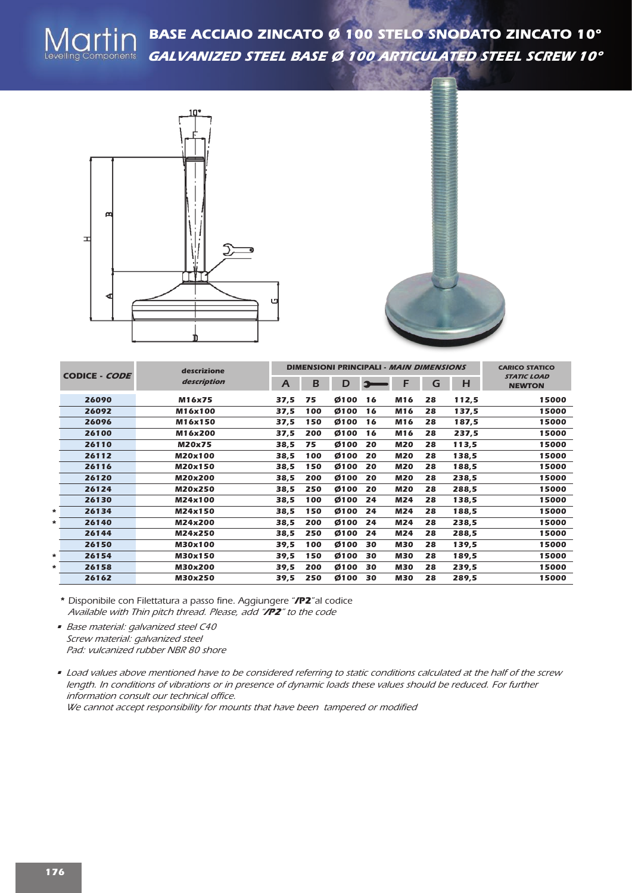# BASE ACCIAIO ZINCATO Ø 100 STELO SNODATO ZINCATO 10°

## *GALVANIZED STEEL BASE Ø 100 ARTICULATED STEEL SCREW 10°*

| | CODICE - *CODE* | descrizione *description* | DIMENSIONI PRINCIPALI - *MAIN DIMENSIONS* | | | | | | | CARICO STATICO *STATIC LOAD* NEWTON |
|---|---|---|---|---|---|---|---|---|---|---|
| | | | A | B | D | 🔧 | F | G | H | |
| | 26090 | M16x75 | 37,5 | 75 | Ø100 | 16 | M16 | 28 | 112,5 | 15000 |
| | 26092 | M16x100 | 37,5 | 100 | Ø100 | 16 | M16 | 28 | 137,5 | 15000 |
| | 26096 | M16x150 | 37,5 | 150 | Ø100 | 16 | M16 | 28 | 187,5 | 15000 |
| | 26100 | M16x200 | 37,5 | 200 | Ø100 | 16 | M16 | 28 | 237,5 | 15000 |
| | 26110 | M20x75 | 38,5 | 75 | Ø100 | 20 | M20 | 28 | 113,5 | 15000 |
| | 26112 | M20x100 | 38,5 | 100 | Ø100 | 20 | M20 | 28 | 138,5 | 15000 |
| | 26116 | M20x150 | 38,5 | 150 | Ø100 | 20 | M20 | 28 | 188,5 | 15000 |
| | 26120 | M20x200 | 38,5 | 200 | Ø100 | 20 | M20 | 28 | 238,5 | 15000 |
| | 26124 | M20x250 | 38,5 | 250 | Ø100 | 20 | M20 | 28 | 288,5 | 15000 |
| | 26130 | M24x100 | 38,5 | 100 | Ø100 | 24 | M24 | 28 | 138,5 | 15000 |
| * | 26134 | M24x150 | 38,5 | 150 | Ø100 | 24 | M24 | 28 | 188,5 | 15000 |
| * | 26140 | M24x200 | 38,5 | 200 | Ø100 | 24 | M24 | 28 | 238,5 | 15000 |
| | 26144 | M24x250 | 38,5 | 250 | Ø100 | 24 | M24 | 28 | 288,5 | 15000 |
| | 26150 | M30x100 | 39,5 | 100 | Ø100 | 30 | M30 | 28 | 139,5 | 15000 |
| * | 26154 | M30x150 | 39,5 | 150 | Ø100 | 30 | M30 | 28 | 189,5 | 15000 |
| * | 26158 | M30x200 | 39,5 | 200 | Ø100 | 30 | M30 | 28 | 239,5 | 15000 |
| | 26162 | M30x250 | 39,5 | 250 | Ø100 | 30 | M30 | 28 | 289,5 | 15000 |

\* Disponibile con Filettatura a passo fine. Aggiungere "**/P2**" al codice
*Available with Thin pitch thread. Please, add "**/P2**" to the code*

- *Base material: galvanized steel C40*
  *Screw material: galvanized steel*
  *Pad: vulcanized rubber NBR 80 shore*

- *Load values above mentioned have to be considered referring to static conditions calculated at the half of the screw length. In conditions of vibrations or in presence of dynamic loads these values should be reduced. For further information consult our technical office.*
  *We cannot accept responsibility for mounts that have been tampered or modified*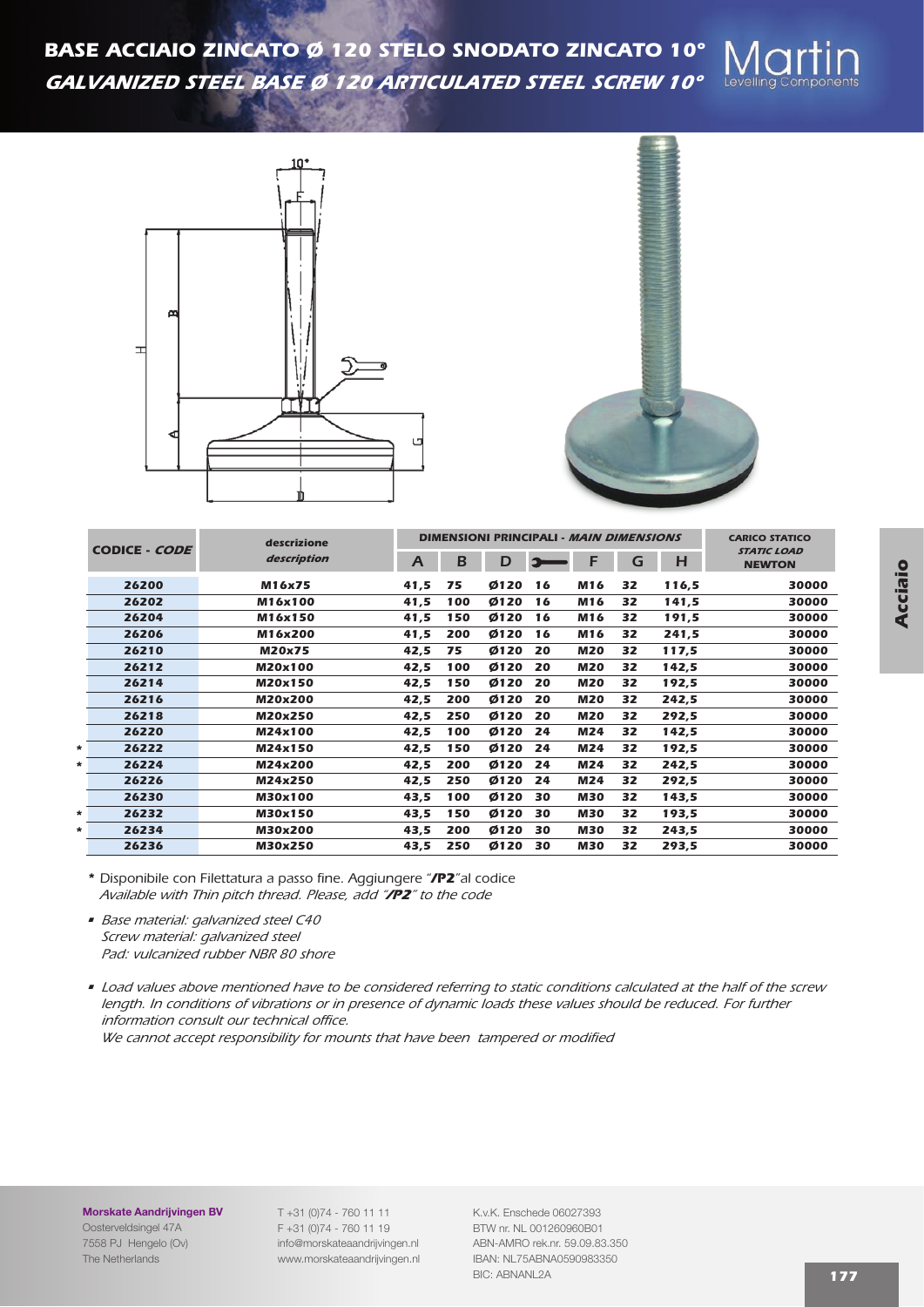# BASE ACCIAIO ZINCATO Ø 120 STELO SNODATO ZINCATO 10°

## *GALVANIZED STEEL BASE Ø 120 ARTICULATED STEEL SCREW 10°*

| CODICE - *CODE* | descrizione *description* | DIMENSIONI PRINCIPALI - *MAIN DIMENSIONS* | | | | | | | CARICO STATICO *STATIC LOAD* NEWTON |
|---|---|---|---|---|---|---|---|---|---|
| | | A | B | D | (wrench) | F | G | H | |
| 26200 | M16x75 | 41,5 | 75 | Ø120 | 16 | M16 | 32 | 116,5 | 30000 |
| 26202 | M16x100 | 41,5 | 100 | Ø120 | 16 | M16 | 32 | 141,5 | 30000 |
| 26204 | M16x150 | 41,5 | 150 | Ø120 | 16 | M16 | 32 | 191,5 | 30000 |
| 26206 | M16x200 | 41,5 | 200 | Ø120 | 16 | M16 | 32 | 241,5 | 30000 |
| 26210 | M20x75 | 42,5 | 75 | Ø120 | 20 | M20 | 32 | 117,5 | 30000 |
| 26212 | M20x100 | 42,5 | 100 | Ø120 | 20 | M20 | 32 | 142,5 | 30000 |
| 26214 | M20x150 | 42,5 | 150 | Ø120 | 20 | M20 | 32 | 192,5 | 30000 |
| 26216 | M20x200 | 42,5 | 200 | Ø120 | 20 | M20 | 32 | 242,5 | 30000 |
| 26218 | M20x250 | 42,5 | 250 | Ø120 | 20 | M20 | 32 | 292,5 | 30000 |
| 26220 | M24x100 | 42,5 | 100 | Ø120 | 24 | M24 | 32 | 142,5 | 30000 |
| * 26222 | M24x150 | 42,5 | 150 | Ø120 | 24 | M24 | 32 | 192,5 | 30000 |
| * 26224 | M24x200 | 42,5 | 200 | Ø120 | 24 | M24 | 32 | 242,5 | 30000 |
| 26226 | M24x250 | 42,5 | 250 | Ø120 | 24 | M24 | 32 | 292,5 | 30000 |
| 26230 | M30x100 | 43,5 | 100 | Ø120 | 30 | M30 | 32 | 143,5 | 30000 |
| * 26232 | M30x150 | 43,5 | 150 | Ø120 | 30 | M30 | 32 | 193,5 | 30000 |
| * 26234 | M30x200 | 43,5 | 200 | Ø120 | 30 | M30 | 32 | 243,5 | 30000 |
| 26236 | M30x250 | 43,5 | 250 | Ø120 | 30 | M30 | 32 | 293,5 | 30000 |

\* Disponibile con Filettatura a passo fine. Aggiungere "**/P2**" al codice
*Available with Thin pitch thread. Please, add "**/P2**" to the code*

- *Base material: galvanized steel C40*
  *Screw material: galvanized steel*
  *Pad: vulcanized rubber NBR 80 shore*

- *Load values above mentioned have to be considered referring to static conditions calculated at the half of the screw length. In conditions of vibrations or in presence of dynamic loads these values should be reduced. For further information consult our technical office.*
  *We cannot accept responsibility for mounts that have been tampered or modified*

**Morskate Aandrijvingen BV**
Oosterveldsingel 47A
7558 PJ Hengelo (Ov)
The Netherlands

T +31 (0)74 - 760 11 11
F +31 (0)74 - 760 11 19
info@morskateaandrijvingen.nl
www.morskateaandrijvingen.nl

K.v.K. Enschede 06027393
BTW nr. NL 001260960B01
ABN-AMRO rek.nr. 59.09.83.350
IBAN: NL75ABNA0590983350
BIC: ABNANL2A